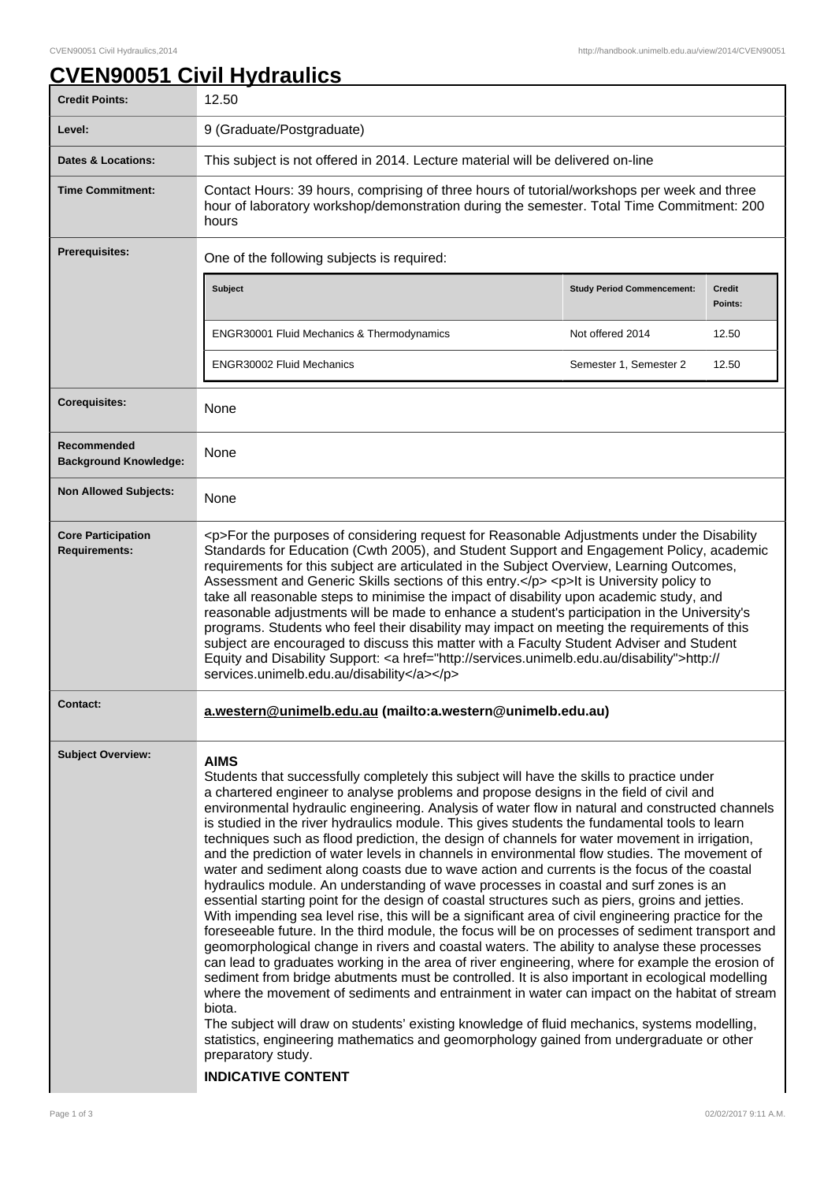# CVEN90051 Civil Hydraulics

| | |
|---|---|
| **Credit Points:** | 12.50 |
| **Level:** | 9 (Graduate/Postgraduate) |
| **Dates & Locations:** | This subject is not offered in 2014. Lecture material will be delivered on-line |
| **Time Commitment:** | Contact Hours: 39 hours, comprising of three hours of tutorial/workshops per week and three hour of laboratory workshop/demonstration during the semester. Total Time Commitment: 200 hours |
| **Prerequisites:** | One of the following subjects is required: |
| **Corequisites:** | None |
| **Recommended Background Knowledge:** | None |
| **Non Allowed Subjects:** | None |
| **Core Participation Requirements:** | <p>For the purposes of considering request for Reasonable Adjustments under the Disability Standards for Education (Cwth 2005), and Student Support and Engagement Policy, academic requirements for this subject are articulated in the Subject Overview, Learning Outcomes, Assessment and Generic Skills sections of this entry.</p> <p>It is University policy to take all reasonable steps to minimise the impact of disability upon academic study, and reasonable adjustments will be made to enhance a student's participation in the University's programs. Students who feel their disability may impact on meeting the requirements of this subject are encouraged to discuss this matter with a Faculty Student Adviser and Student Equity and Disability Support: <a href="http://services.unimelb.edu.au/disability">http://services.unimelb.edu.au/disability</a></p> |
| **Contact:** | **a.western@unimelb.edu.au (mailto:a.western@unimelb.edu.au)** |

Prerequisites:

| Subject | Study Period Commencement: | Credit Points: |
|---|---|---|
| ENGR30001 Fluid Mechanics & Thermodynamics | Not offered 2014 | 12.50 |
| ENGR30002 Fluid Mechanics | Semester 1, Semester 2 | 12.50 |

## Subject Overview:

**AIMS**

Students that successfully completely this subject will have the skills to practice under a chartered engineer to analyse problems and propose designs in the field of civil and environmental hydraulic engineering. Analysis of water flow in natural and constructed channels is studied in the river hydraulics module. This gives students the fundamental tools to learn techniques such as flood prediction, the design of channels for water movement in irrigation, and the prediction of water levels in channels in environmental flow studies. The movement of water and sediment along coasts due to wave action and currents is the focus of the coastal hydraulics module. An understanding of wave processes in coastal and surf zones is an essential starting point for the design of coastal structures such as piers, groins and jetties. With impending sea level rise, this will be a significant area of civil engineering practice for the foreseeable future. In the third module, the focus will be on processes of sediment transport and geomorphological change in rivers and coastal waters. The ability to analyse these processes can lead to graduates working in the area of river engineering, where for example the erosion of sediment from bridge abutments must be controlled. It is also important in ecological modelling where the movement of sediments and entrainment in water can impact on the habitat of stream biota.

The subject will draw on students' existing knowledge of fluid mechanics, systems modelling, statistics, engineering mathematics and geomorphology gained from undergraduate or other preparatory study.

**INDICATIVE CONTENT**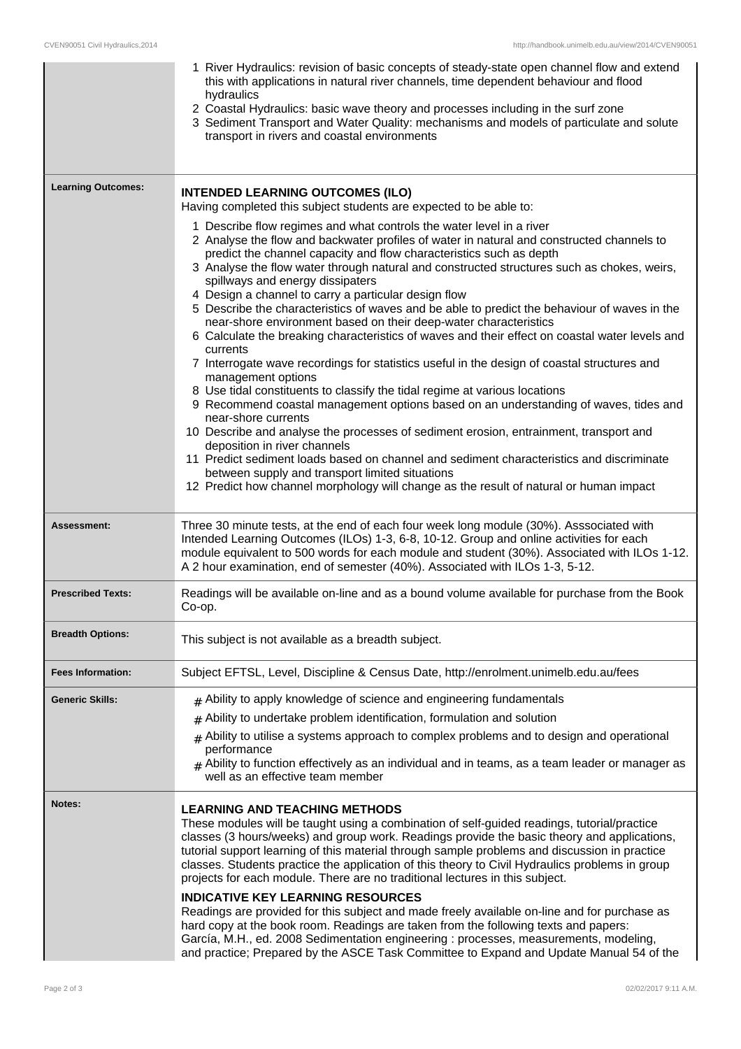1. River Hydraulics: revision of basic concepts of steady-state open channel flow and extend this with applications in natural river channels, time dependent behaviour and flood hydraulics
2. Coastal Hydraulics: basic wave theory and processes including in the surf zone
3. Sediment Transport and Water Quality: mechanisms and models of particulate and solute transport in rivers and coastal environments

**Learning Outcomes:**

**INTENDED LEARNING OUTCOMES (ILO)**

Having completed this subject students are expected to be able to:

1. Describe flow regimes and what controls the water level in a river
2. Analyse the flow and backwater profiles of water in natural and constructed channels to predict the channel capacity and flow characteristics such as depth
3. Analyse the flow water through natural and constructed structures such as chokes, weirs, spillways and energy dissipaters
4. Design a channel to carry a particular design flow
5. Describe the characteristics of waves and be able to predict the behaviour of waves in the near-shore environment based on their deep-water characteristics
6. Calculate the breaking characteristics of waves and their effect on coastal water levels and currents
7. Interrogate wave recordings for statistics useful in the design of coastal structures and management options
8. Use tidal constituents to classify the tidal regime at various locations
9. Recommend coastal management options based on an understanding of waves, tides and near-shore currents
10. Describe and analyse the processes of sediment erosion, entrainment, transport and deposition in river channels
11. Predict sediment loads based on channel and sediment characteristics and discriminate between supply and transport limited situations
12. Predict how channel morphology will change as the result of natural or human impact

**Assessment:**

Three 30 minute tests, at the end of each four week long module (30%). Asssociated with Intended Learning Outcomes (ILOs) 1-3, 6-8, 10-12. Group and online activities for each module equivalent to 500 words for each module and student (30%). Associated with ILOs 1-12. A 2 hour examination, end of semester (40%). Associated with ILOs 1-3, 5-12.

**Prescribed Texts:**

Readings will be available on-line and as a bound volume available for purchase from the Book Co-op.

**Breadth Options:**

This subject is not available as a breadth subject.

**Fees Information:**

Subject EFTSL, Level, Discipline & Census Date, http://enrolment.unimelb.edu.au/fees

**Generic Skills:**

- Ability to apply knowledge of science and engineering fundamentals
- Ability to undertake problem identification, formulation and solution
- Ability to utilise a systems approach to complex problems and to design and operational performance
- Ability to function effectively as an individual and in teams, as a team leader or manager as well as an effective team member

**Notes:**

**LEARNING AND TEACHING METHODS**

These modules will be taught using a combination of self-guided readings, tutorial/practice classes (3 hours/weeks) and group work. Readings provide the basic theory and applications, tutorial support learning of this material through sample problems and discussion in practice classes. Students practice the application of this theory to Civil Hydraulics problems in group projects for each module. There are no traditional lectures in this subject.

**INDICATIVE KEY LEARNING RESOURCES**

Readings are provided for this subject and made freely available on-line and for purchase as hard copy at the book room. Readings are taken from the following texts and papers:
García, M.H., ed. 2008 Sedimentation engineering : processes, measurements, modeling, and practice; Prepared by the ASCE Task Committee to Expand and Update Manual 54 of the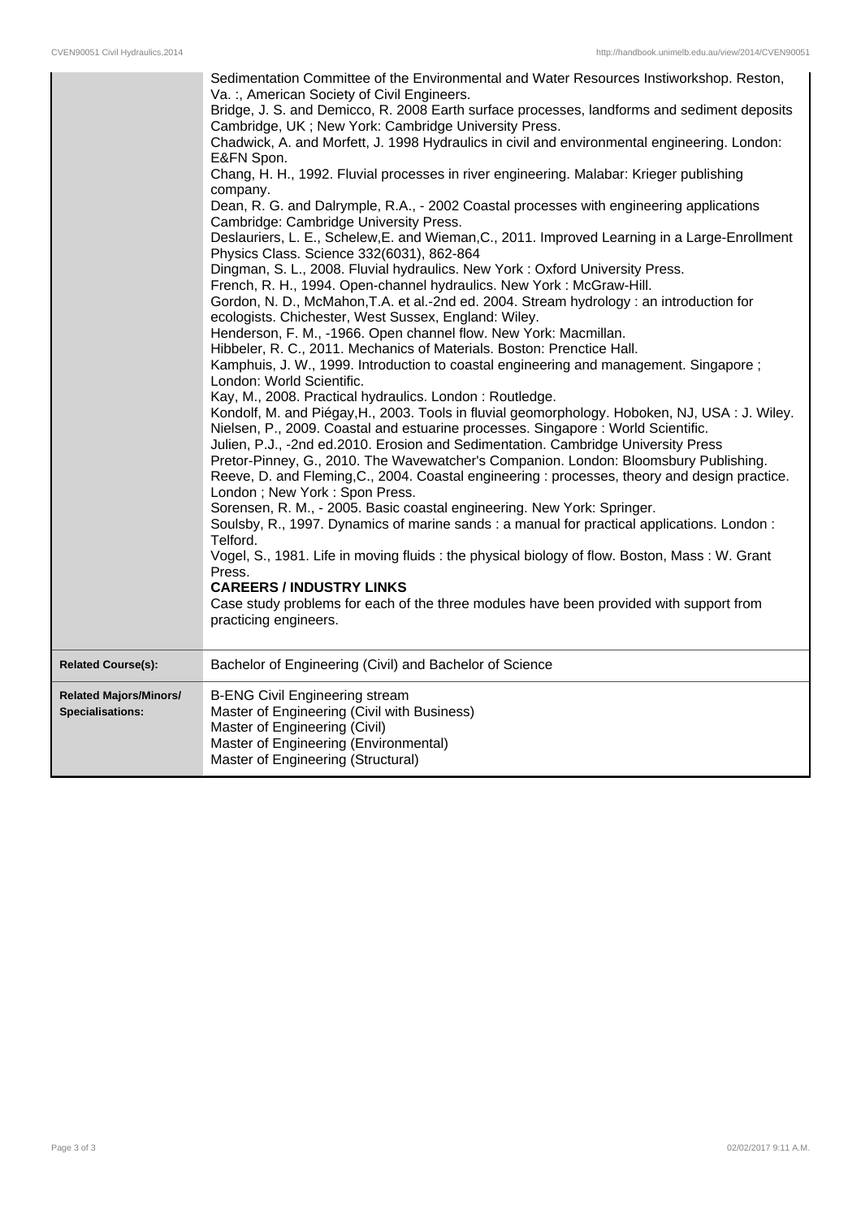| | |
|---|---|
| | Sedimentation Committee of the Environmental and Water Resources Instiworkshop. Reston, Va. :, American Society of Civil Engineers.<br>Bridge, J. S. and Demicco, R. 2008 Earth surface processes, landforms and sediment deposits Cambridge, UK ; New York: Cambridge University Press.<br>Chadwick, A. and Morfett, J. 1998 Hydraulics in civil and environmental engineering. London: E&FN Spon.<br>Chang, H. H., 1992. Fluvial processes in river engineering. Malabar: Krieger publishing company.<br>Dean, R. G. and Dalrymple, R.A., - 2002 Coastal processes with engineering applications Cambridge: Cambridge University Press.<br>Deslauriers, L. E., Schelew,E. and Wieman,C., 2011. Improved Learning in a Large-Enrollment Physics Class. Science 332(6031), 862-864<br>Dingman, S. L., 2008. Fluvial hydraulics. New York : Oxford University Press.<br>French, R. H., 1994. Open-channel hydraulics. New York : McGraw-Hill.<br>Gordon, N. D., McMahon,T.A. et al.-2nd ed. 2004. Stream hydrology : an introduction for ecologists. Chichester, West Sussex, England: Wiley.<br>Henderson, F. M., -1966. Open channel flow. New York: Macmillan.<br>Hibbeler, R. C., 2011. Mechanics of Materials. Boston: Prenctice Hall.<br>Kamphuis, J. W., 1999. Introduction to coastal engineering and management. Singapore ; London: World Scientific.<br>Kay, M., 2008. Practical hydraulics. London : Routledge.<br>Kondolf, M. and Piégay,H., 2003. Tools in fluvial geomorphology. Hoboken, NJ, USA : J. Wiley.<br>Nielsen, P., 2009. Coastal and estuarine processes. Singapore : World Scientific.<br>Julien, P.J., -2nd ed.2010. Erosion and Sedimentation. Cambridge University Press<br>Pretor-Pinney, G., 2010. The Wavewatcher's Companion. London: Bloomsbury Publishing.<br>Reeve, D. and Fleming,C., 2004. Coastal engineering : processes, theory and design practice. London ; New York : Spon Press.<br>Sorensen, R. M., - 2005. Basic coastal engineering. New York: Springer.<br>Soulsby, R., 1997. Dynamics of marine sands : a manual for practical applications. London : Telford.<br>Vogel, S., 1981. Life in moving fluids : the physical biology of flow. Boston, Mass : W. Grant Press.<br>**CAREERS / INDUSTRY LINKS**<br>Case study problems for each of the three modules have been provided with support from practicing engineers. |
| **Related Course(s):** | Bachelor of Engineering (Civil) and Bachelor of Science |
| **Related Majors/Minors/ Specialisations:** | B-ENG Civil Engineering stream<br>Master of Engineering (Civil with Business)<br>Master of Engineering (Civil)<br>Master of Engineering (Environmental)<br>Master of Engineering (Structural) |